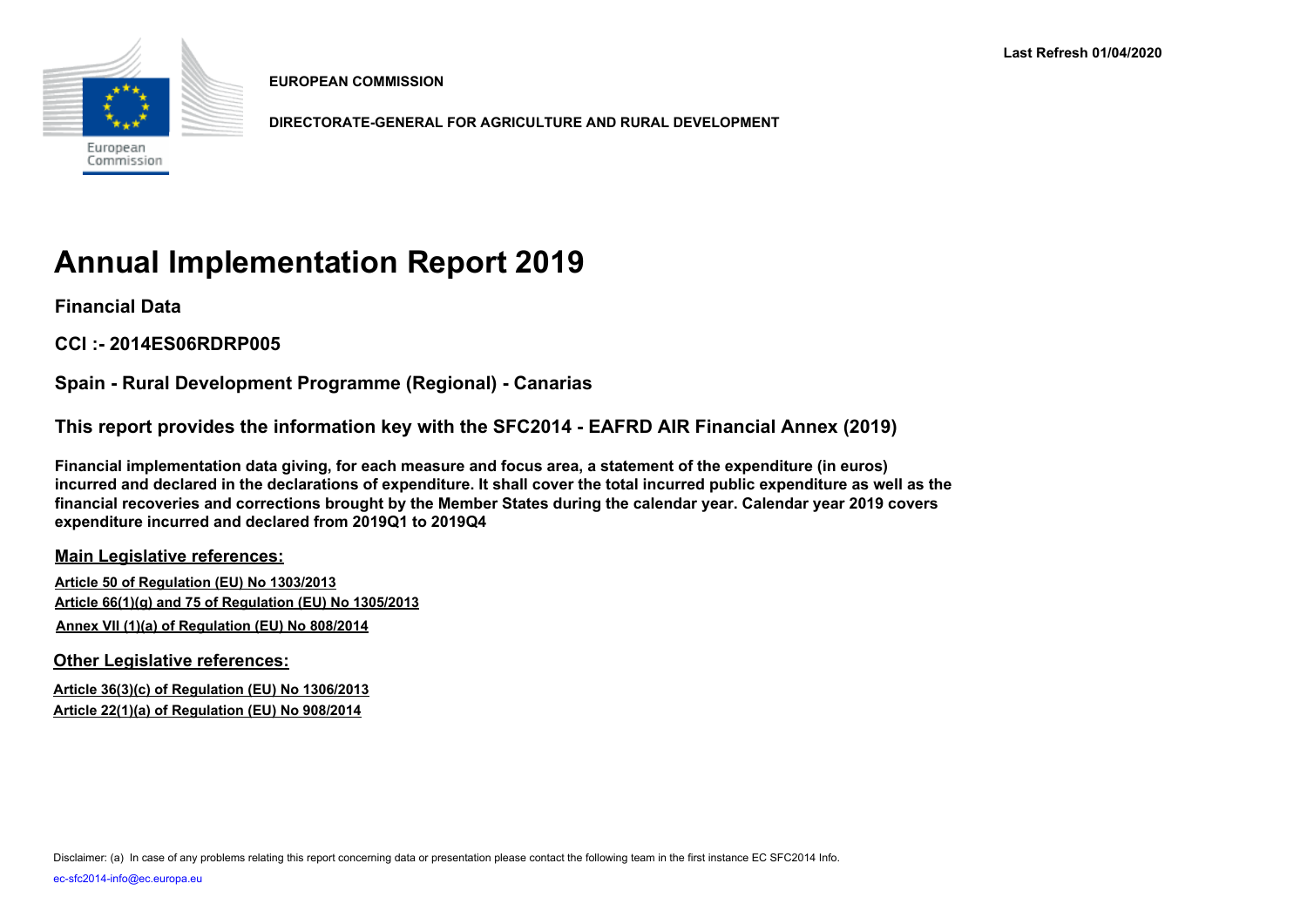Last Refresh 01/04/2020

**EUROPEAN COMMISSION**

**DIRECTORATE-GENERAL FOR AGRICULTURE AND RURAL DEVELOPMENT**

# Annual Implementation Report 2019

## Financial Data

## CCI :- 2014ES06RDRP005

## Spain - Rural Development Programme (Regional) - Canarias

## This report provides the information key with the SFC2014 - EAFRD AIR Financial Annex (2019)

**Financial implementation data giving, for each measure and focus area, a statement of the expenditure (in euros) incurred and declared in the declarations of expenditure. It shall cover the total incurred public expenditure as well as the financial recoveries and corrections brought by the Member States during the calendar year. Calendar year 2019 covers expenditure incurred and declared from 2019Q1 to 2019Q4**

### Main Legislative references:

**Article 50 of Regulation (EU) No 1303/2013**
**Article 66(1)(g) and 75 of Regulation (EU) No 1305/2013**
**Annex VII (1)(a) of Regulation (EU) No 808/2014**

### Other Legislative references:

**Article 36(3)(c) of Regulation (EU) No 1306/2013**
**Article 22(1)(a) of Regulation (EU) No 908/2014**

Disclaimer: (a) In case of any problems relating this report concerning data or presentation please contact the following team in the first instance EC SFC2014 Info.

ec-sfc2014-info@ec.europa.eu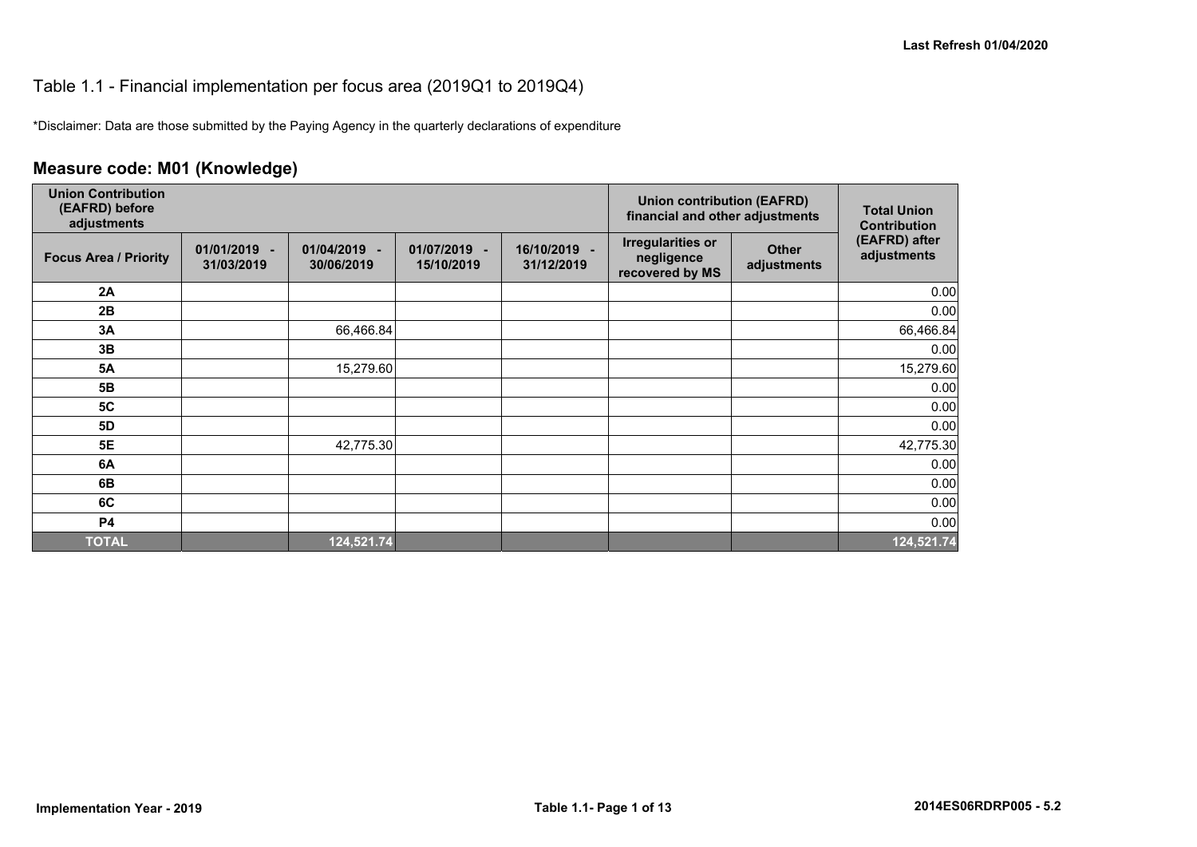# Table 1.1 - Financial implementation per focus area (2019Q1 to 2019Q4)

*Disclaimer: Data are those submitted by the Paying Agency in the quarterly declarations of expenditure

## Measure code: M01 (Knowledge)

| Union Contribution (EAFRD) before adjustments | | | | | Union contribution (EAFRD) financial and other adjustments | | Total Union Contribution (EAFRD) after adjustments |
|---|---|---|---|---|---|---|---|
| Focus Area / Priority | 01/01/2019 - 31/03/2019 | 01/04/2019 - 30/06/2019 | 01/07/2019 - 15/10/2019 | 16/10/2019 - 31/12/2019 | Irregularities or negligence recovered by MS | Other adjustments | |
| 2A | | | | | | | 0.00 |
| 2B | | | | | | | 0.00 |
| 3A | | 66,466.84 | | | | | 66,466.84 |
| 3B | | | | | | | 0.00 |
| 5A | | 15,279.60 | | | | | 15,279.60 |
| 5B | | | | | | | 0.00 |
| 5C | | | | | | | 0.00 |
| 5D | | | | | | | 0.00 |
| 5E | | 42,775.30 | | | | | 42,775.30 |
| 6A | | | | | | | 0.00 |
| 6B | | | | | | | 0.00 |
| 6C | | | | | | | 0.00 |
| P4 | | | | | | | 0.00 |
| **TOTAL** | | **124,521.74** | | | | | **124,521.74** |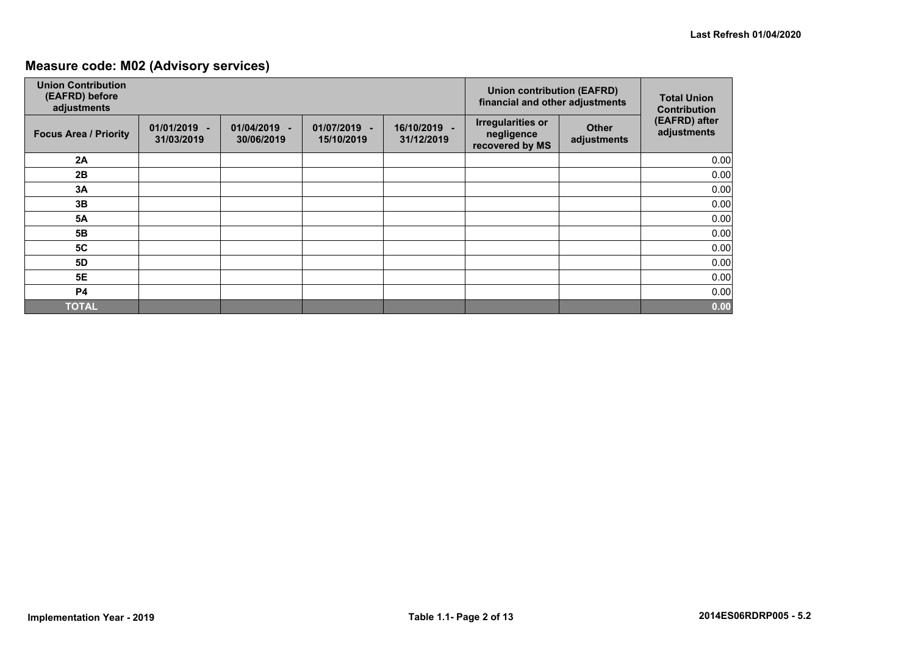## Measure code: M02 (Advisory services)

| Union Contribution (EAFRD) before adjustments | | | | | Union contribution (EAFRD) financial and other adjustments | | Total Union Contribution (EAFRD) after adjustments |
|---|---|---|---|---|---|---|---|
| Focus Area / Priority | 01/01/2019 - 31/03/2019 | 01/04/2019 - 30/06/2019 | 01/07/2019 - 15/10/2019 | 16/10/2019 - 31/12/2019 | Irregularities or negligence recovered by MS | Other adjustments | |
| 2A | | | | | | | 0.00 |
| 2B | | | | | | | 0.00 |
| 3A | | | | | | | 0.00 |
| 3B | | | | | | | 0.00 |
| 5A | | | | | | | 0.00 |
| 5B | | | | | | | 0.00 |
| 5C | | | | | | | 0.00 |
| 5D | | | | | | | 0.00 |
| 5E | | | | | | | 0.00 |
| P4 | | | | | | | 0.00 |
| **TOTAL** | | | | | | | **0.00** |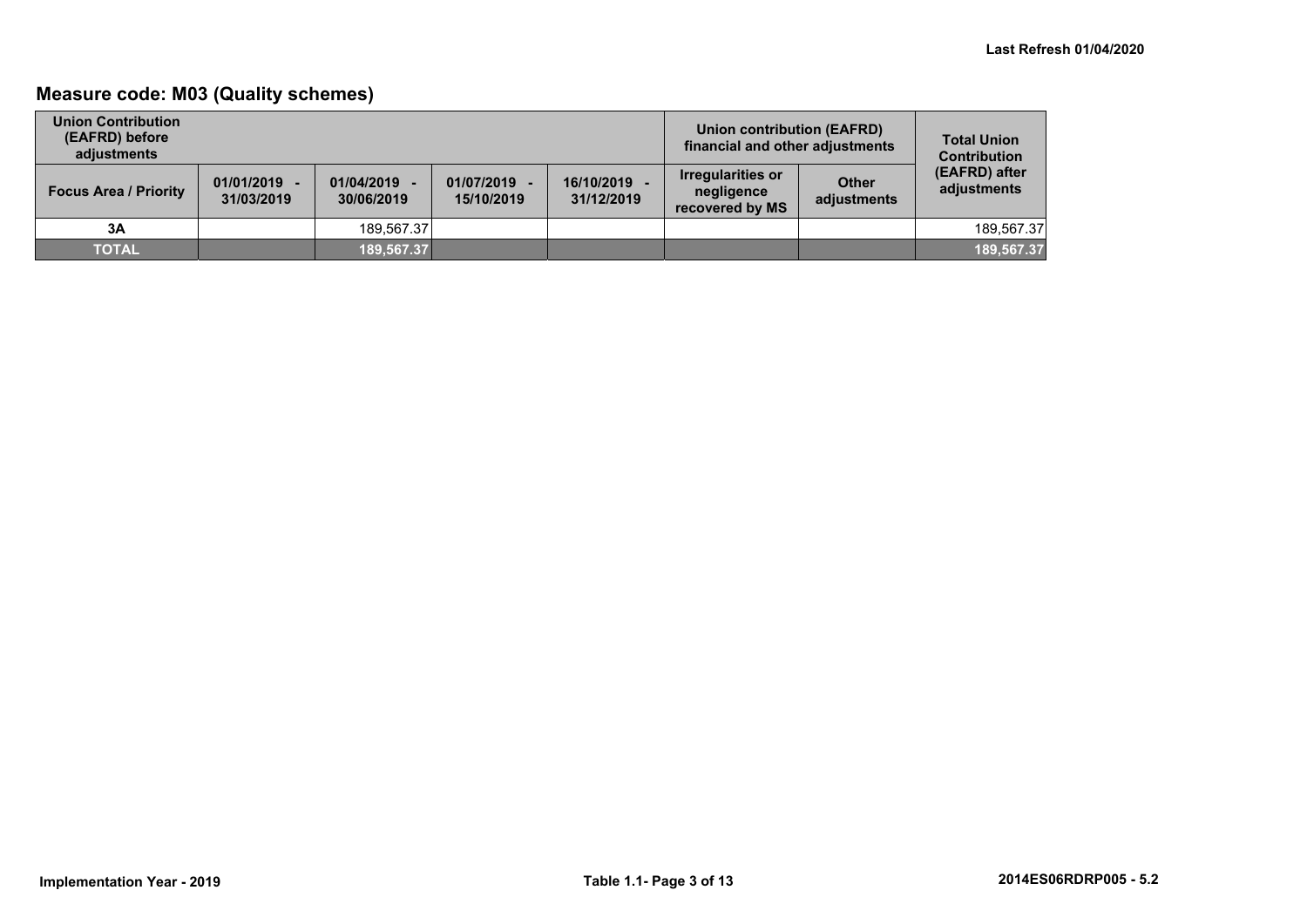## Measure code: M03 (Quality schemes)

| Union Contribution (EAFRD) before adjustments | | | | | Union contribution (EAFRD) financial and other adjustments | | Total Union Contribution (EAFRD) after adjustments |
|---|---|---|---|---|---|---|---|
| Focus Area / Priority | 01/01/2019 - 31/03/2019 | 01/04/2019 - 30/06/2019 | 01/07/2019 - 15/10/2019 | 16/10/2019 - 31/12/2019 | Irregularities or negligence recovered by MS | Other adjustments | |
| 3A | | 189,567.37 | | | | | 189,567.37 |
| **TOTAL** | | **189,567.37** | | | | | **189,567.37** |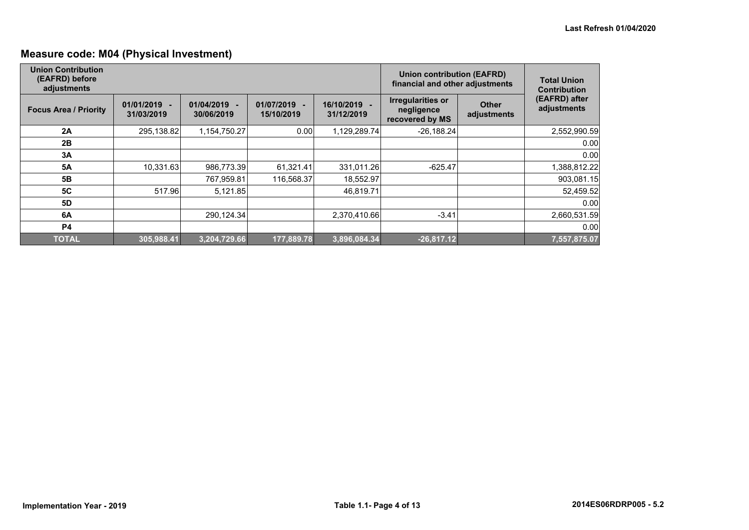## Measure code: M04 (Physical Investment)

| Union Contribution (EAFRD) before adjustments | | | | | Union contribution (EAFRD) financial and other adjustments | | Total Union Contribution (EAFRD) after adjustments |
|---|---|---|---|---|---|---|---|
| Focus Area / Priority | 01/01/2019 - 31/03/2019 | 01/04/2019 - 30/06/2019 | 01/07/2019 - 15/10/2019 | 16/10/2019 - 31/12/2019 | Irregularities or negligence recovered by MS | Other adjustments | |
| **2A** | 295,138.82 | 1,154,750.27 | 0.00 | 1,129,289.74 | -26,188.24 | | 2,552,990.59 |
| **2B** | | | | | | | 0.00 |
| **3A** | | | | | | | 0.00 |
| **5A** | 10,331.63 | 986,773.39 | 61,321.41 | 331,011.26 | -625.47 | | 1,388,812.22 |
| **5B** | | 767,959.81 | 116,568.37 | 18,552.97 | | | 903,081.15 |
| **5C** | 517.96 | 5,121.85 | | 46,819.71 | | | 52,459.52 |
| **5D** | | | | | | | 0.00 |
| **6A** | | 290,124.34 | | 2,370,410.66 | -3.41 | | 2,660,531.59 |
| **P4** | | | | | | | 0.00 |
| **TOTAL** | **305,988.41** | **3,204,729.66** | **177,889.78** | **3,896,084.34** | **-26,817.12** | | **7,557,875.07** |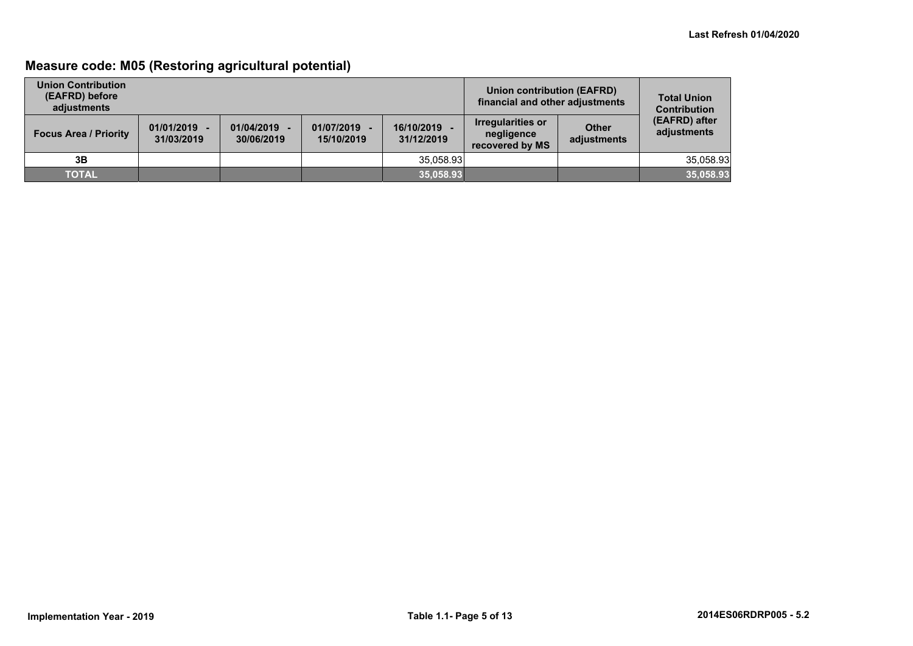## Measure code: M05 (Restoring agricultural potential)

| Union Contribution (EAFRD) before adjustments | | | | | Union contribution (EAFRD) financial and other adjustments | | Total Union Contribution (EAFRD) after adjustments |
|---|---|---|---|---|---|---|---|
| Focus Area / Priority | 01/01/2019 - 31/03/2019 | 01/04/2019 - 30/06/2019 | 01/07/2019 - 15/10/2019 | 16/10/2019 - 31/12/2019 | Irregularities or negligence recovered by MS | Other adjustments | |
| 3B | | | | 35,058.93 | | | 35,058.93 |
| **TOTAL** | | | | **35,058.93** | | | **35,058.93** |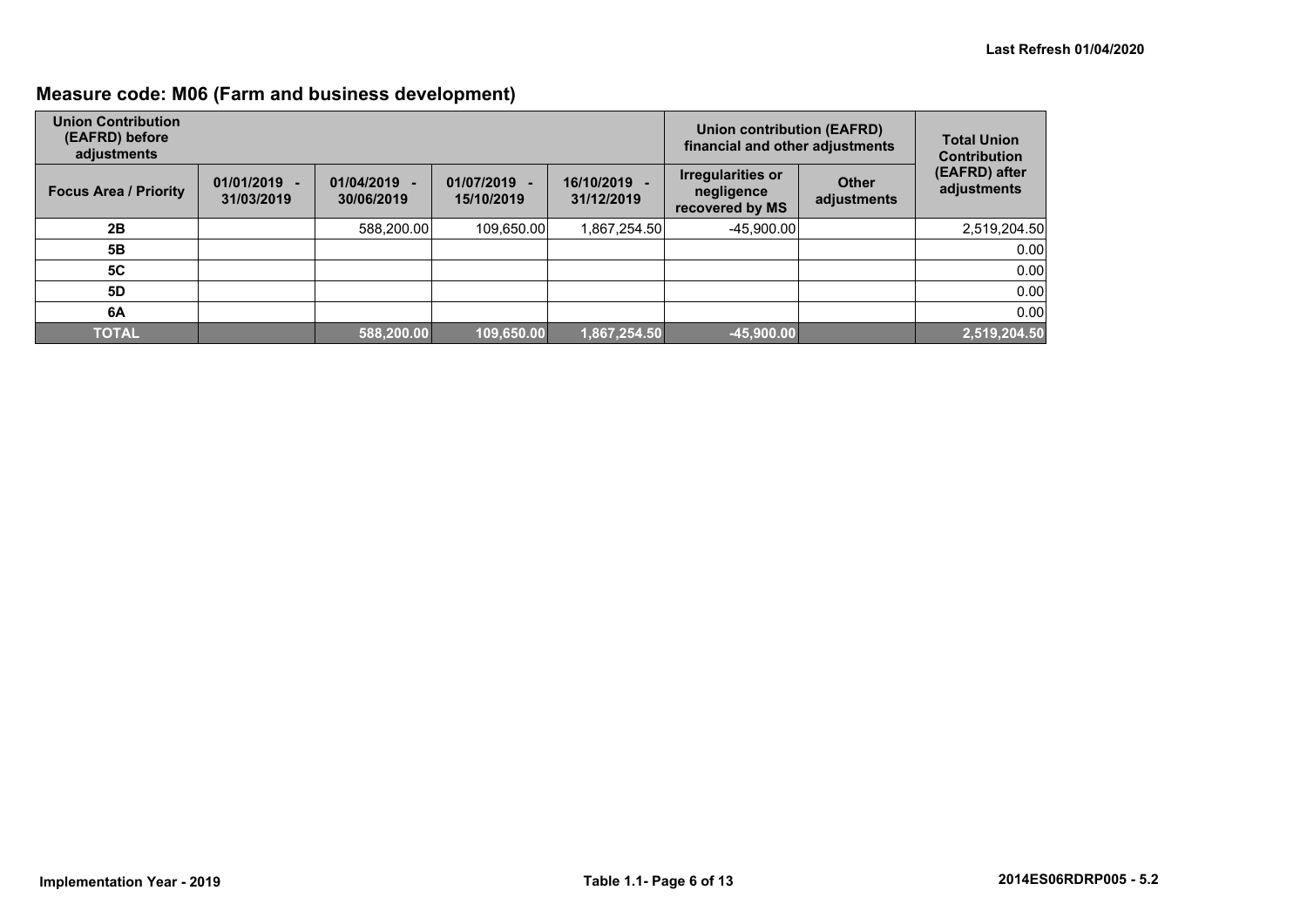## Measure code: M06 (Farm and business development)

| Union Contribution (EAFRD) before adjustments | | | | | Union contribution (EAFRD) financial and other adjustments | | Total Union Contribution (EAFRD) after adjustments |
|---|---|---|---|---|---|---|---|
| Focus Area / Priority | 01/01/2019 - 31/03/2019 | 01/04/2019 - 30/06/2019 | 01/07/2019 - 15/10/2019 | 16/10/2019 - 31/12/2019 | Irregularities or negligence recovered by MS | Other adjustments | |
| 2B | | 588,200.00 | 109,650.00 | 1,867,254.50 | -45,900.00 | | 2,519,204.50 |
| 5B | | | | | | | 0.00 |
| 5C | | | | | | | 0.00 |
| 5D | | | | | | | 0.00 |
| 6A | | | | | | | 0.00 |
| **TOTAL** | | **588,200.00** | **109,650.00** | **1,867,254.50** | **-45,900.00** | | **2,519,204.50** |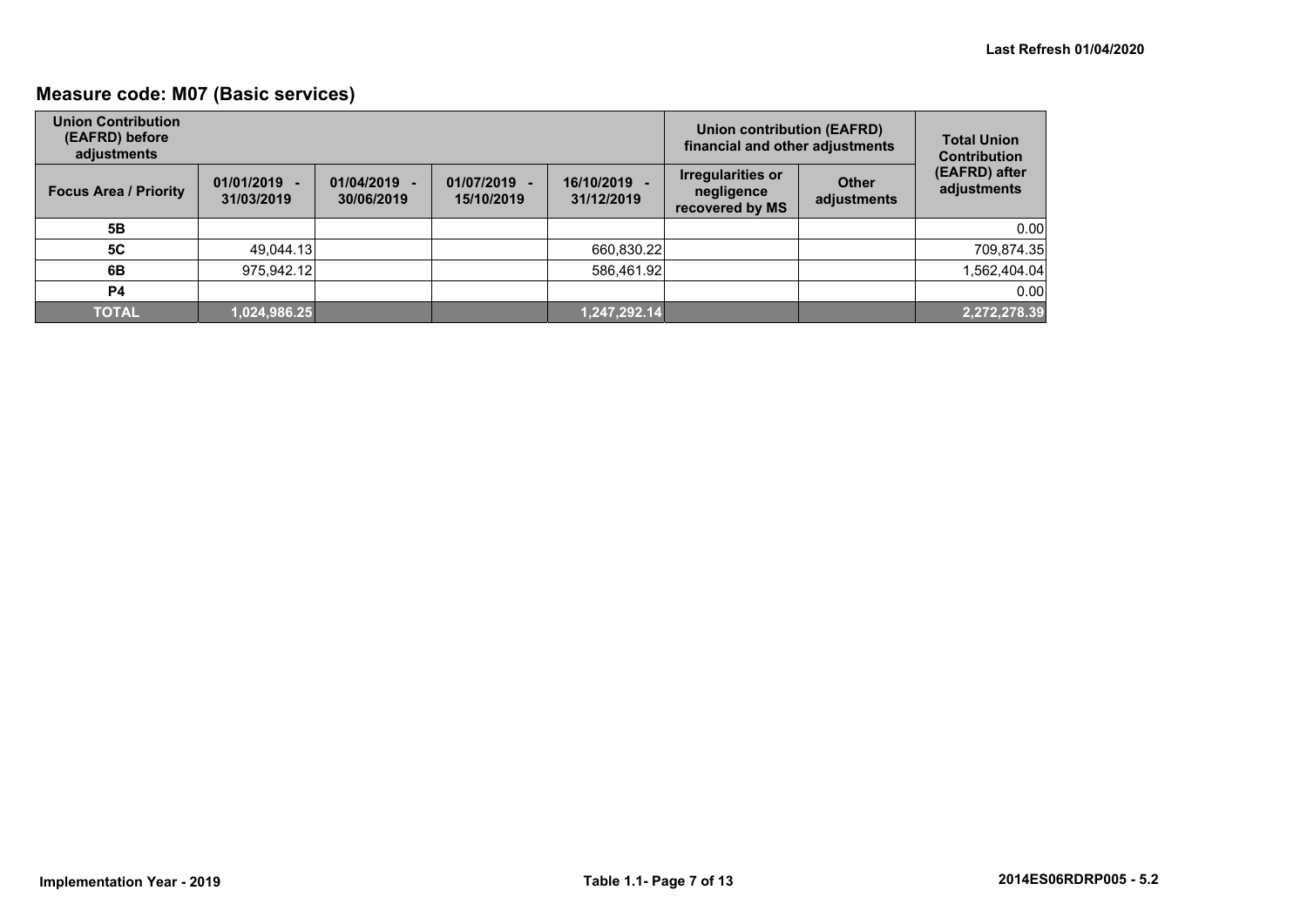Last Refresh 01/04/2020

## Measure code: M07 (Basic services)

| Union Contribution (EAFRD) before adjustments | | | | | Union contribution (EAFRD) financial and other adjustments | | Total Union Contribution (EAFRD) after adjustments |
|---|---|---|---|---|---|---|---|
| Focus Area / Priority | 01/01/2019 - 31/03/2019 | 01/04/2019 - 30/06/2019 | 01/07/2019 - 15/10/2019 | 16/10/2019 - 31/12/2019 | Irregularities or negligence recovered by MS | Other adjustments | |
| 5B | | | | | | | 0.00 |
| 5C | 49,044.13 | | | 660,830.22 | | | 709,874.35 |
| 6B | 975,942.12 | | | 586,461.92 | | | 1,562,404.04 |
| P4 | | | | | | | 0.00 |
| **TOTAL** | **1,024,986.25** | | | **1,247,292.14** | | | **2,272,278.39** |

Implementation Year - 2019 | 2014ES06RDRP005 - 5.2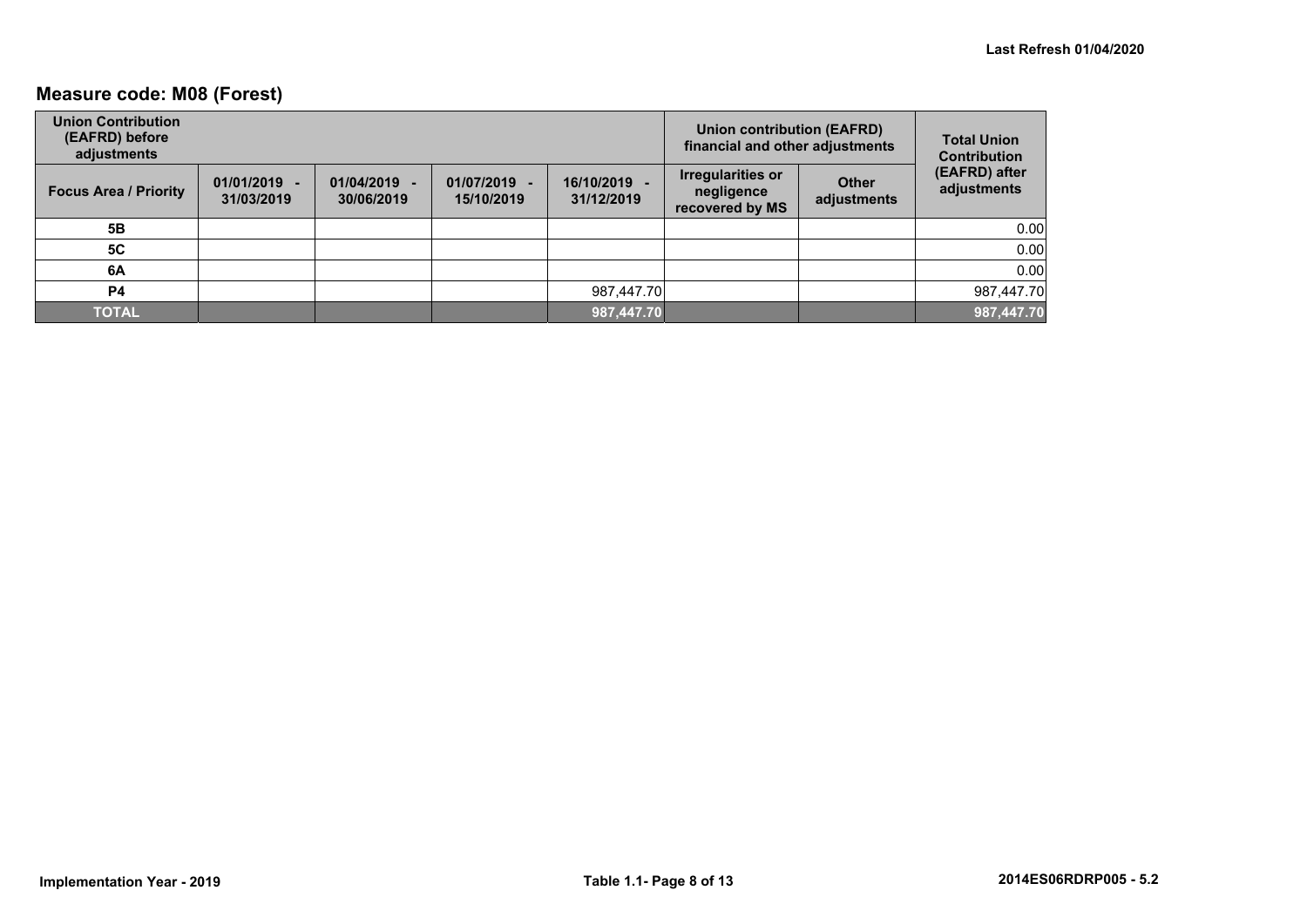## Measure code: M08 (Forest)

| Union Contribution (EAFRD) before adjustments | | | | | Union contribution (EAFRD) financial and other adjustments | | Total Union Contribution (EAFRD) after adjustments |
|---|---|---|---|---|---|---|---|
| Focus Area / Priority | 01/01/2019 - 31/03/2019 | 01/04/2019 - 30/06/2019 | 01/07/2019 - 15/10/2019 | 16/10/2019 - 31/12/2019 | Irregularities or negligence recovered by MS | Other adjustments | |
| 5B | | | | | | | 0.00 |
| 5C | | | | | | | 0.00 |
| 6A | | | | | | | 0.00 |
| P4 | | | | 987,447.70 | | | 987,447.70 |
| **TOTAL** | | | | **987,447.70** | | | **987,447.70** |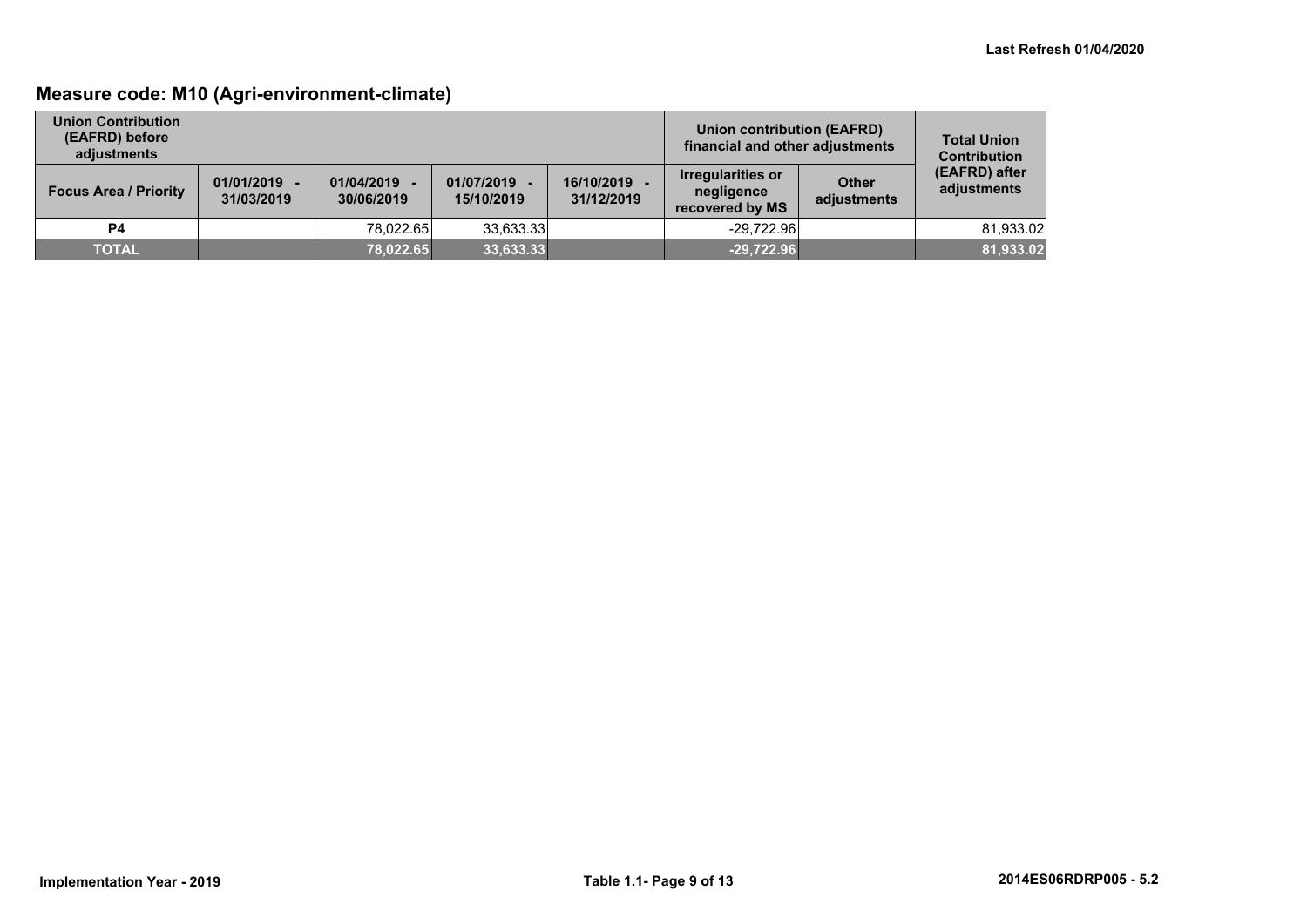## Measure code: M10 (Agri-environment-climate)

| Union Contribution (EAFRD) before adjustments | | | | | Union contribution (EAFRD) financial and other adjustments | | Total Union Contribution (EAFRD) after adjustments |
|---|---|---|---|---|---|---|---|
| Focus Area / Priority | 01/01/2019 - 31/03/2019 | 01/04/2019 - 30/06/2019 | 01/07/2019 - 15/10/2019 | 16/10/2019 - 31/12/2019 | Irregularities or negligence recovered by MS | Other adjustments | |
| P4 | | 78,022.65 | 33,633.33 | | -29,722.96 | | 81,933.02 |
| **TOTAL** | | **78,022.65** | **33,633.33** | | **-29,722.96** | | **81,933.02** |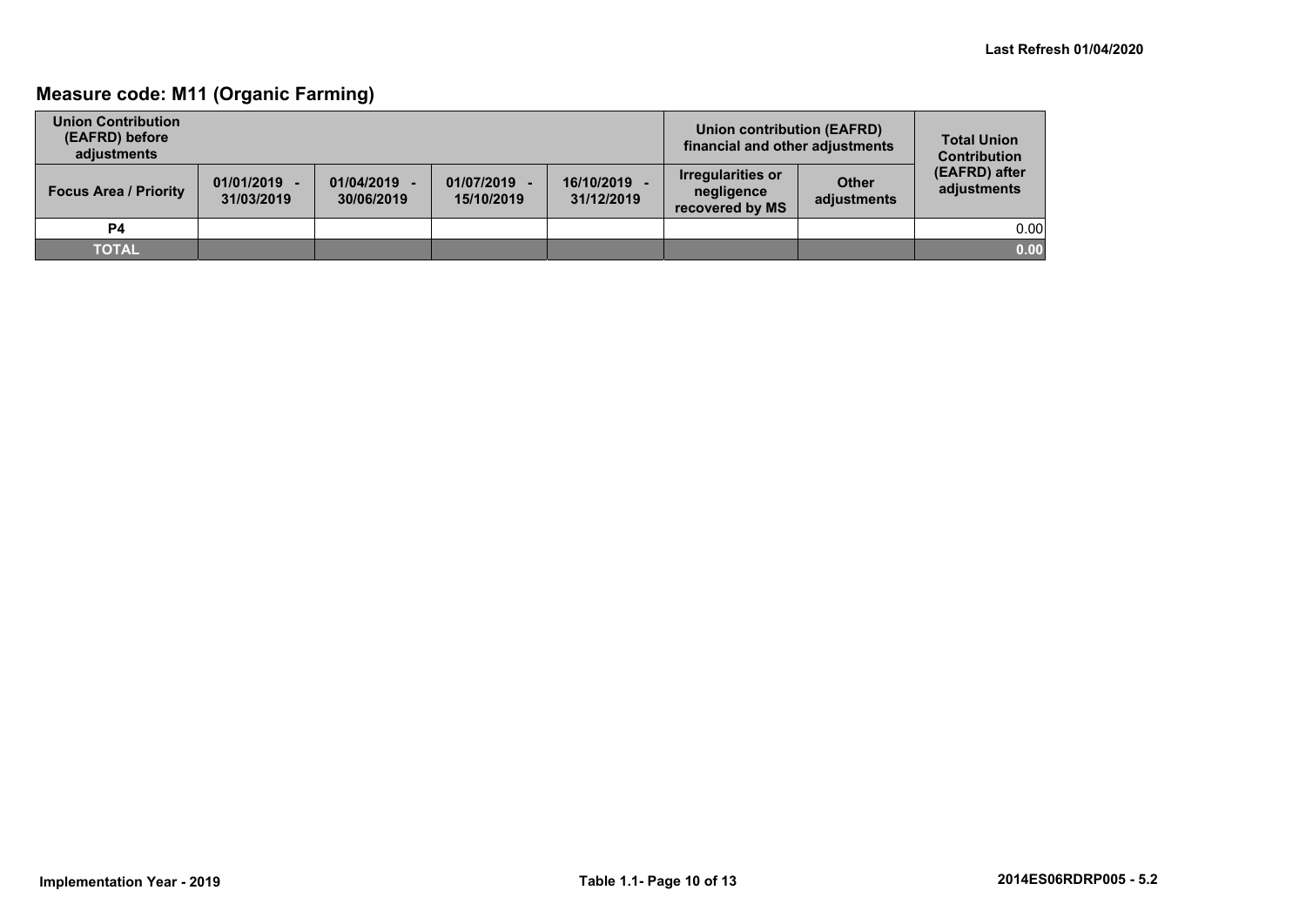## Measure code: M11 (Organic Farming)

| Union Contribution (EAFRD) before adjustments | | | | | Union contribution (EAFRD) financial and other adjustments | | Total Union Contribution (EAFRD) after adjustments |
|---|---|---|---|---|---|---|---|
| Focus Area / Priority | 01/01/2019 - 31/03/2019 | 01/04/2019 - 30/06/2019 | 01/07/2019 - 15/10/2019 | 16/10/2019 - 31/12/2019 | Irregularities or negligence recovered by MS | Other adjustments | |
| P4 | | | | | | | 0.00 |
| TOTAL | | | | | | | 0.00 |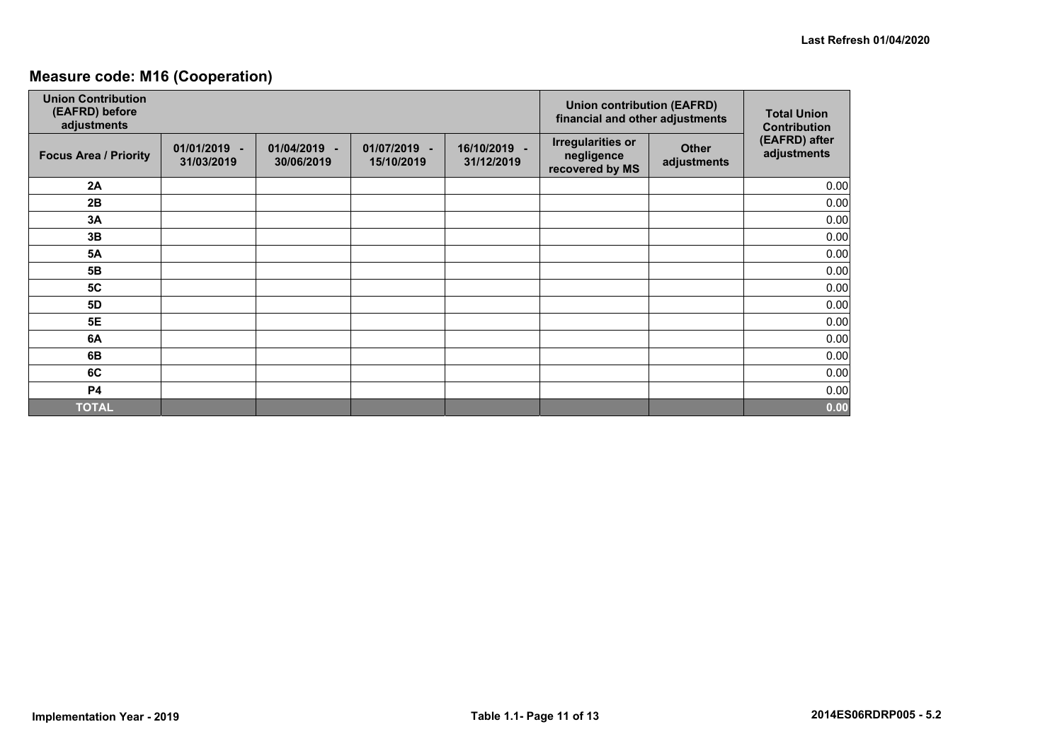## Measure code: M16 (Cooperation)

| Union Contribution (EAFRD) before adjustments | | | | | Union contribution (EAFRD) financial and other adjustments | | Total Union Contribution (EAFRD) after adjustments |
|---|---|---|---|---|---|---|---|
| Focus Area / Priority | 01/01/2019 - 31/03/2019 | 01/04/2019 - 30/06/2019 | 01/07/2019 - 15/10/2019 | 16/10/2019 - 31/12/2019 | Irregularities or negligence recovered by MS | Other adjustments | |
| 2A | | | | | | | 0.00 |
| 2B | | | | | | | 0.00 |
| 3A | | | | | | | 0.00 |
| 3B | | | | | | | 0.00 |
| 5A | | | | | | | 0.00 |
| 5B | | | | | | | 0.00 |
| 5C | | | | | | | 0.00 |
| 5D | | | | | | | 0.00 |
| 5E | | | | | | | 0.00 |
| 6A | | | | | | | 0.00 |
| 6B | | | | | | | 0.00 |
| 6C | | | | | | | 0.00 |
| P4 | | | | | | | 0.00 |
| **TOTAL** | | | | | | | **0.00** |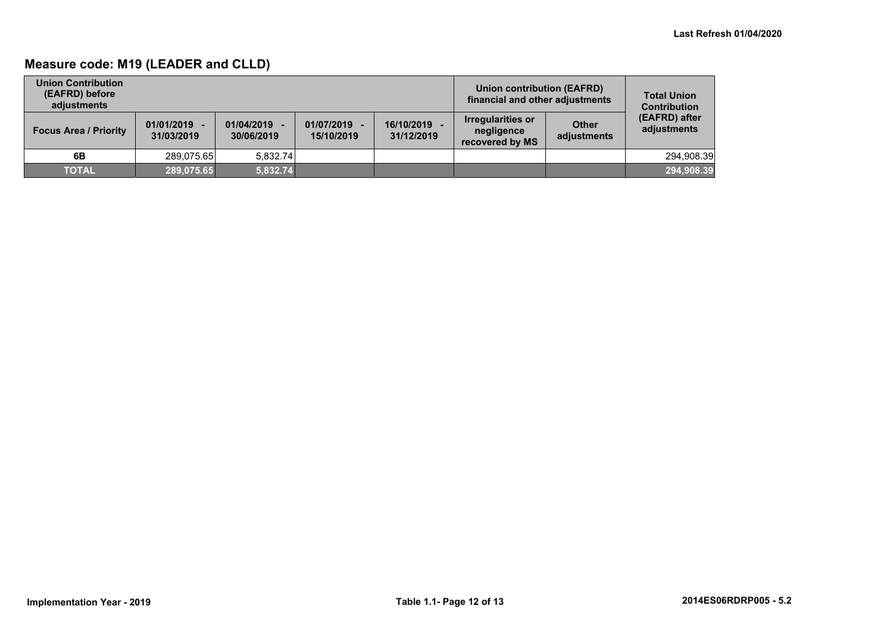## Measure code: M19 (LEADER and CLLD)

| Union Contribution (EAFRD) before adjustments | | | | | Union contribution (EAFRD) financial and other adjustments | | Total Union Contribution (EAFRD) after adjustments |
|---|---|---|---|---|---|---|---|
| Focus Area / Priority | 01/01/2019 - 31/03/2019 | 01/04/2019 - 30/06/2019 | 01/07/2019 - 15/10/2019 | 16/10/2019 - 31/12/2019 | Irregularities or negligence recovered by MS | Other adjustments | |
| 6B | 289,075.65 | 5,832.74 | | | | | 294,908.39 |
| TOTAL | 289,075.65 | 5,832.74 | | | | | 294,908.39 |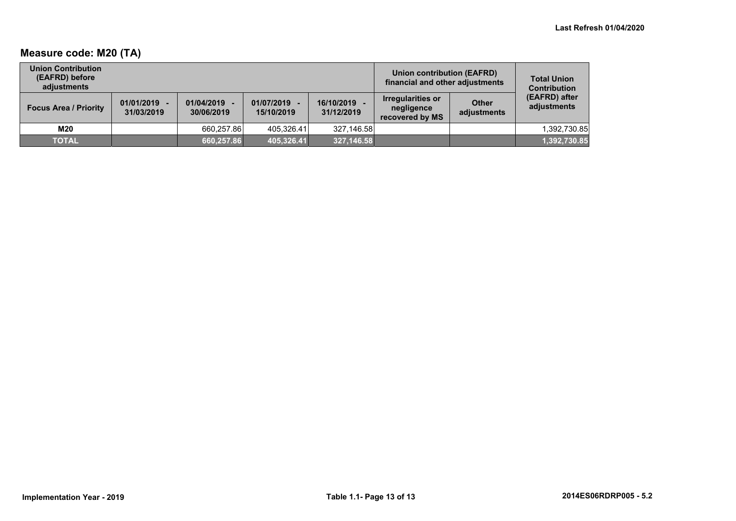## Measure code: M20 (TA)

| Union Contribution (EAFRD) before adjustments | | | | | Union contribution (EAFRD) financial and other adjustments | | Total Union Contribution (EAFRD) after adjustments |
|---|---|---|---|---|---|---|---|
| Focus Area / Priority | 01/01/2019 - 31/03/2019 | 01/04/2019 - 30/06/2019 | 01/07/2019 - 15/10/2019 | 16/10/2019 - 31/12/2019 | Irregularities or negligence recovered by MS | Other adjustments | |
| M20 | | 660,257.86 | 405,326.41 | 327,146.58 | | | 1,392,730.85 |
| TOTAL | | 660,257.86 | 405,326.41 | 327,146.58 | | | 1,392,730.85 |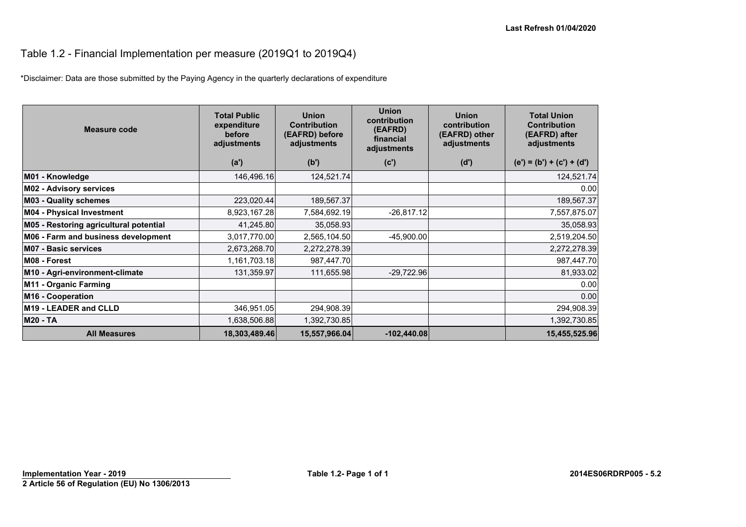Last Refresh 01/04/2020

# Table 1.2 - Financial Implementation per measure (2019Q1 to 2019Q4)

*Disclaimer: Data are those submitted by the Paying Agency in the quarterly declarations of expenditure

| Measure code | Total Public expenditure before adjustments | Union Contribution (EAFRD) before adjustments | Union contribution (EAFRD) financial adjustments | Union contribution (EAFRD) other adjustments | Total Union Contribution (EAFRD) after adjustments |
|---|---|---|---|---|---|
| | (a') | (b') | (c') | (d') | (e') = (b') + (c') + (d') |
| **M01 - Knowledge** | 146,496.16 | 124,521.74 | | | 124,521.74 |
| **M02 - Advisory services** | | | | | 0.00 |
| **M03 - Quality schemes** | 223,020.44 | 189,567.37 | | | 189,567.37 |
| **M04 - Physical Investment** | 8,923,167.28 | 7,584,692.19 | -26,817.12 | | 7,557,875.07 |
| **M05 - Restoring agricultural potential** | 41,245.80 | 35,058.93 | | | 35,058.93 |
| **M06 - Farm and business development** | 3,017,770.00 | 2,565,104.50 | -45,900.00 | | 2,519,204.50 |
| **M07 - Basic services** | 2,673,268.70 | 2,272,278.39 | | | 2,272,278.39 |
| **M08 - Forest** | 1,161,703.18 | 987,447.70 | | | 987,447.70 |
| **M10 - Agri-environment-climate** | 131,359.97 | 111,655.98 | -29,722.96 | | 81,933.02 |
| **M11 - Organic Farming** | | | | | 0.00 |
| **M16 - Cooperation** | | | | | 0.00 |
| **M19 - LEADER and CLLD** | 346,951.05 | 294,908.39 | | | 294,908.39 |
| **M20 - TA** | 1,638,506.88 | 1,392,730.85 | | | 1,392,730.85 |
| **All Measures** | **18,303,489.46** | **15,557,966.04** | **-102,440.08** | | **15,455,525.96** |

**Implementation Year - 2019**
**2 Article 56 of Regulation (EU) No 1306/2013**

**2014ES06RDRP005 - 5.2**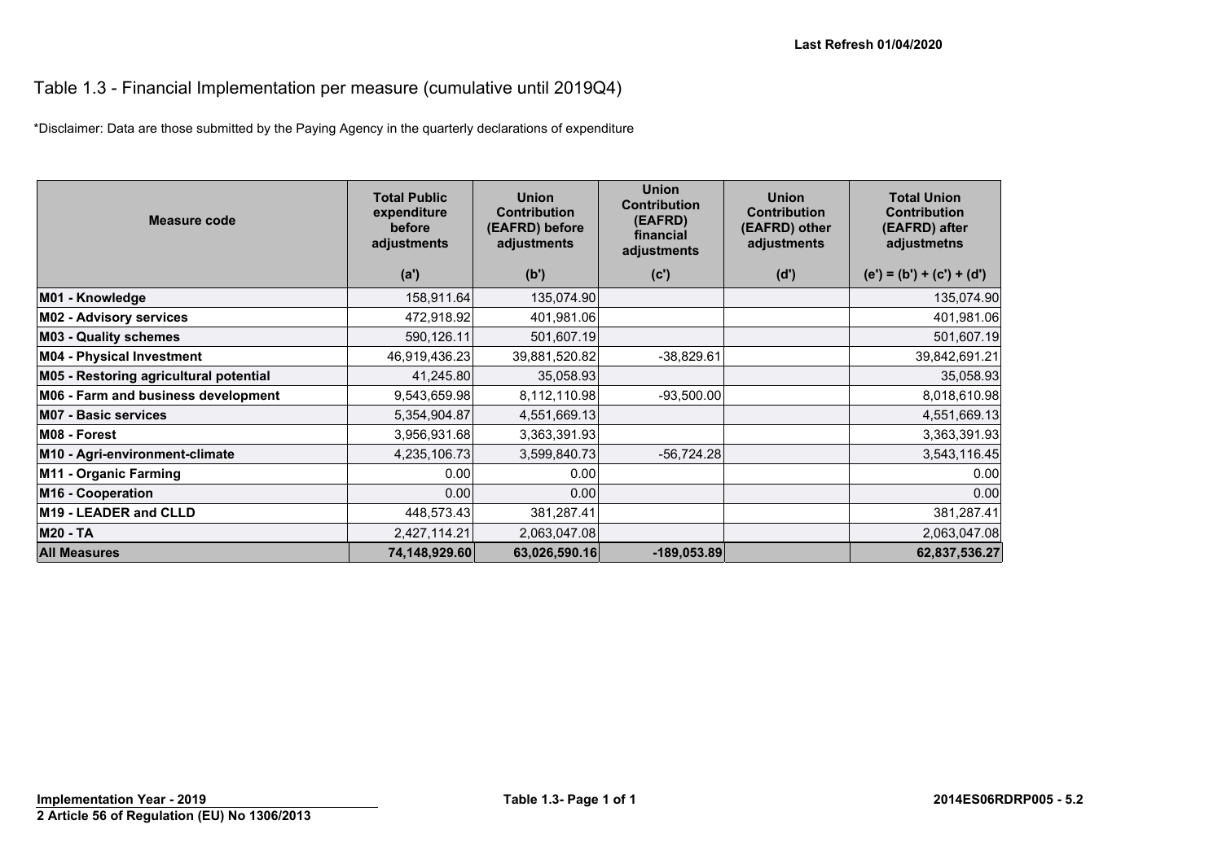Last Refresh 01/04/2020

# Table 1.3 - Financial Implementation per measure (cumulative until 2019Q4)

*Disclaimer: Data are those submitted by the Paying Agency in the quarterly declarations of expenditure

| Measure code | Total Public expenditure before adjustments (a') | Union Contribution (EAFRD) before adjustments (b') | Union Contribution (EAFRD) financial adjustments (c') | Union Contribution (EAFRD) other adjustments (d') | Total Union Contribution (EAFRD) after adjustmetns (e') = (b') + (c') + (d') |
|---|---|---|---|---|---|
| **M01 - Knowledge** | 158,911.64 | 135,074.90 | | | 135,074.90 |
| **M02 - Advisory services** | 472,918.92 | 401,981.06 | | | 401,981.06 |
| **M03 - Quality schemes** | 590,126.11 | 501,607.19 | | | 501,607.19 |
| **M04 - Physical Investment** | 46,919,436.23 | 39,881,520.82 | -38,829.61 | | 39,842,691.21 |
| **M05 - Restoring agricultural potential** | 41,245.80 | 35,058.93 | | | 35,058.93 |
| **M06 - Farm and business development** | 9,543,659.98 | 8,112,110.98 | -93,500.00 | | 8,018,610.98 |
| **M07 - Basic services** | 5,354,904.87 | 4,551,669.13 | | | 4,551,669.13 |
| **M08 - Forest** | 3,956,931.68 | 3,363,391.93 | | | 3,363,391.93 |
| **M10 - Agri-environment-climate** | 4,235,106.73 | 3,599,840.73 | -56,724.28 | | 3,543,116.45 |
| **M11 - Organic Farming** | 0.00 | 0.00 | | | 0.00 |
| **M16 - Cooperation** | 0.00 | 0.00 | | | 0.00 |
| **M19 - LEADER and CLLD** | 448,573.43 | 381,287.41 | | | 381,287.41 |
| **M20 - TA** | 2,427,114.21 | 2,063,047.08 | | | 2,063,047.08 |
| **All Measures** | **74,148,929.60** | **63,026,590.16** | **-189,053.89** | | **62,837,536.27** |

**Implementation Year - 2019**

**2 Article 56 of Regulation (EU) No 1306/2013**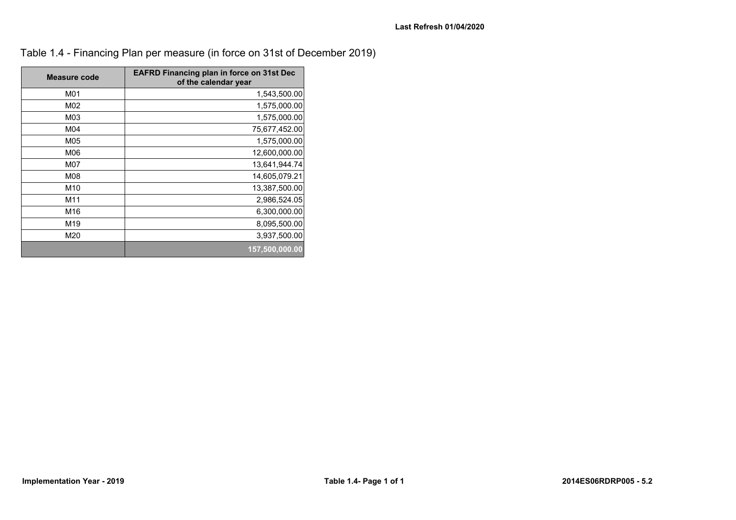Last Refresh 01/04/2020

# Table 1.4 - Financing Plan per measure (in force on 31st of December 2019)

| Measure code | EAFRD Financing plan in force on 31st Dec of the calendar year |
|---|---|
| M01 | 1,543,500.00 |
| M02 | 1,575,000.00 |
| M03 | 1,575,000.00 |
| M04 | 75,677,452.00 |
| M05 | 1,575,000.00 |
| M06 | 12,600,000.00 |
| M07 | 13,641,944.74 |
| M08 | 14,605,079.21 |
| M10 | 13,387,500.00 |
| M11 | 2,986,524.05 |
| M16 | 6,300,000.00 |
| M19 | 8,095,500.00 |
| M20 | 3,937,500.00 |
| | **157,500,000.00** |